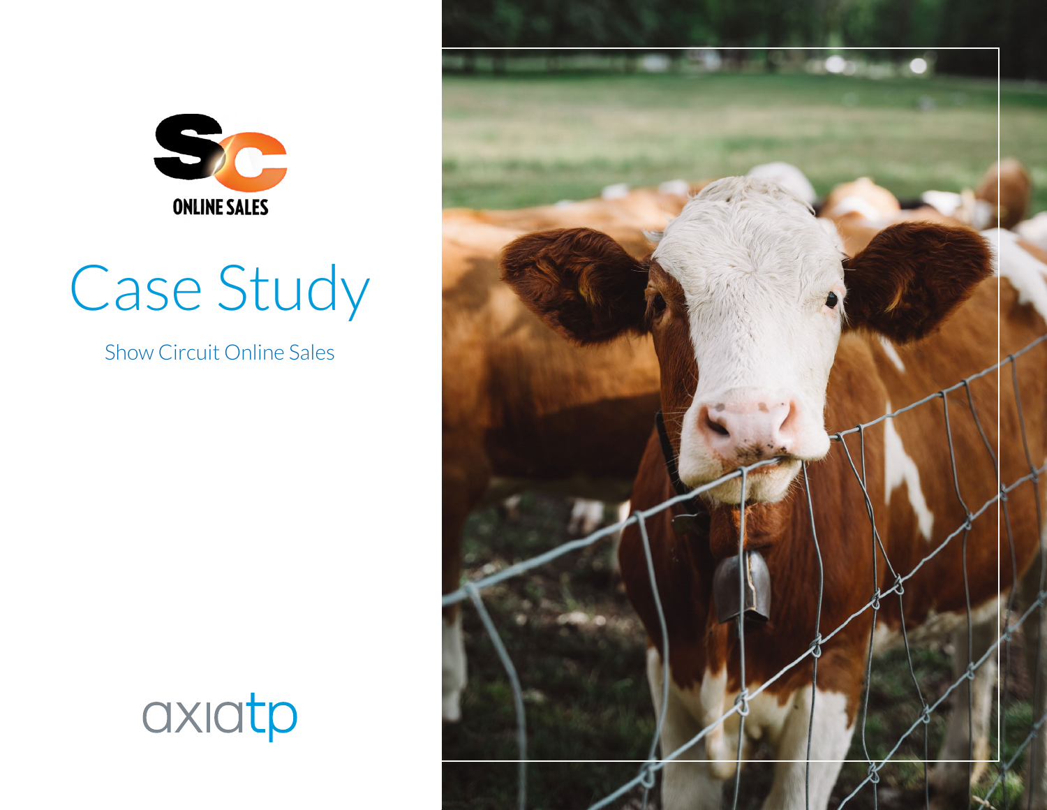SC ONLINE SALES

# Case Study

Show Circuit Online Sales

axiatp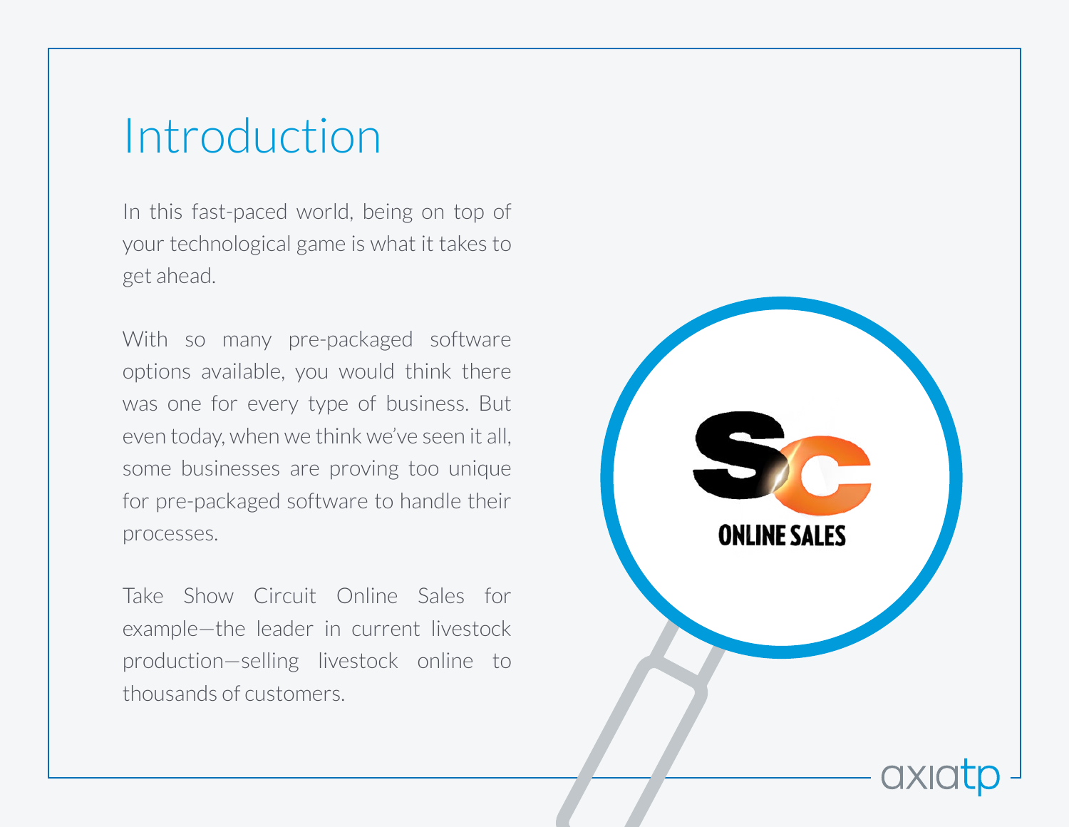# Introduction

In this fast-paced world, being on top of your technological game is what it takes to get ahead.

With so many pre-packaged software options available, you would think there was one for every type of business. But even today, when we think we've seen it all, some businesses are proving too unique for pre-packaged software to handle their processes.

Take Show Circuit Online Sales for example—the leader in current livestock production—selling livestock online to thousands of customers.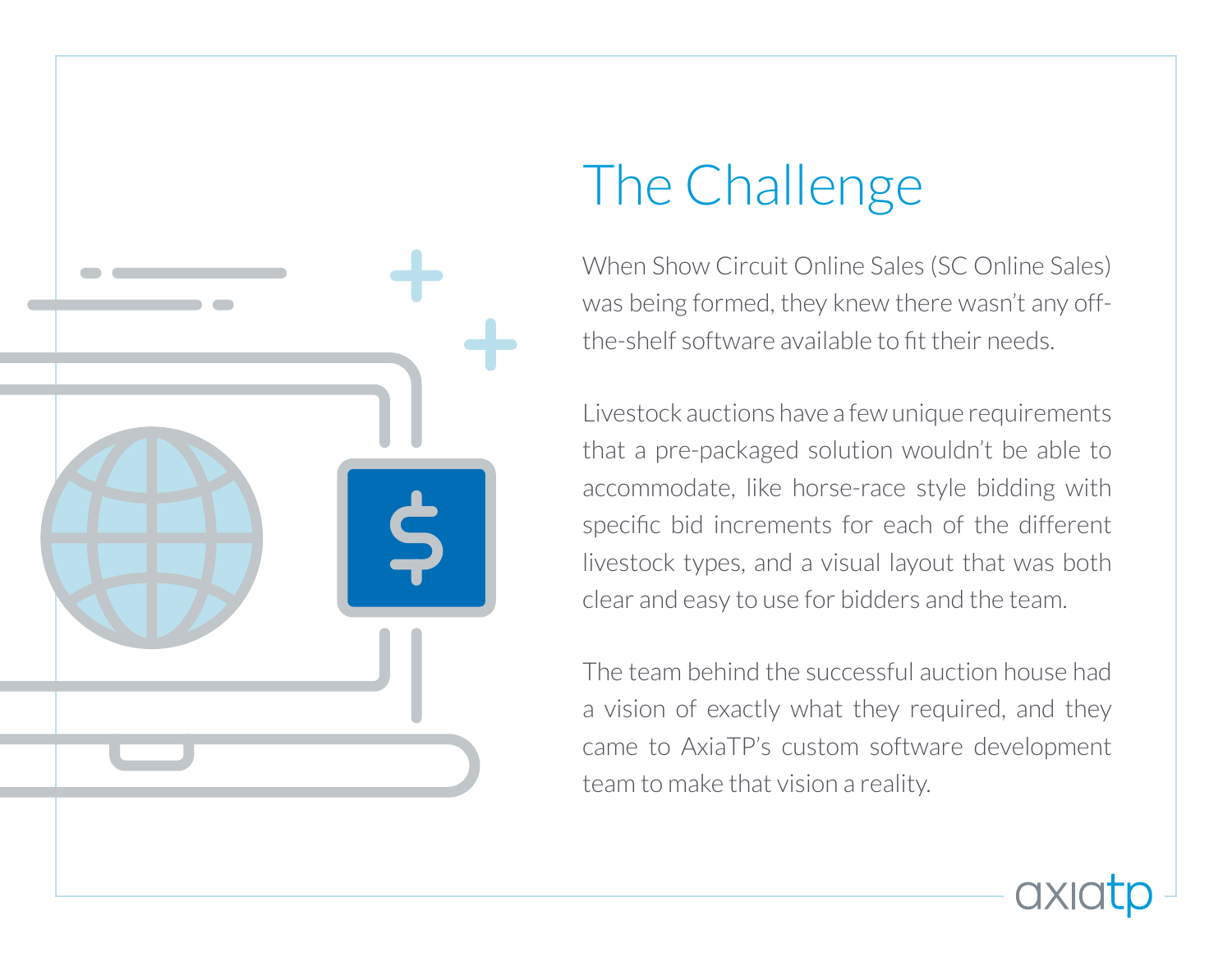# The Challenge

When Show Circuit Online Sales (SC Online Sales) was being formed, they knew there wasn't any off-the-shelf software available to fit their needs.

Livestock auctions have a few unique requirements that a pre-packaged solution wouldn't be able to accommodate, like horse-race style bidding with specific bid increments for each of the different livestock types, and a visual layout that was both clear and easy to use for bidders and the team.

The team behind the successful auction house had a vision of exactly what they required, and they came to AxiaTP's custom software development team to make that vision a reality.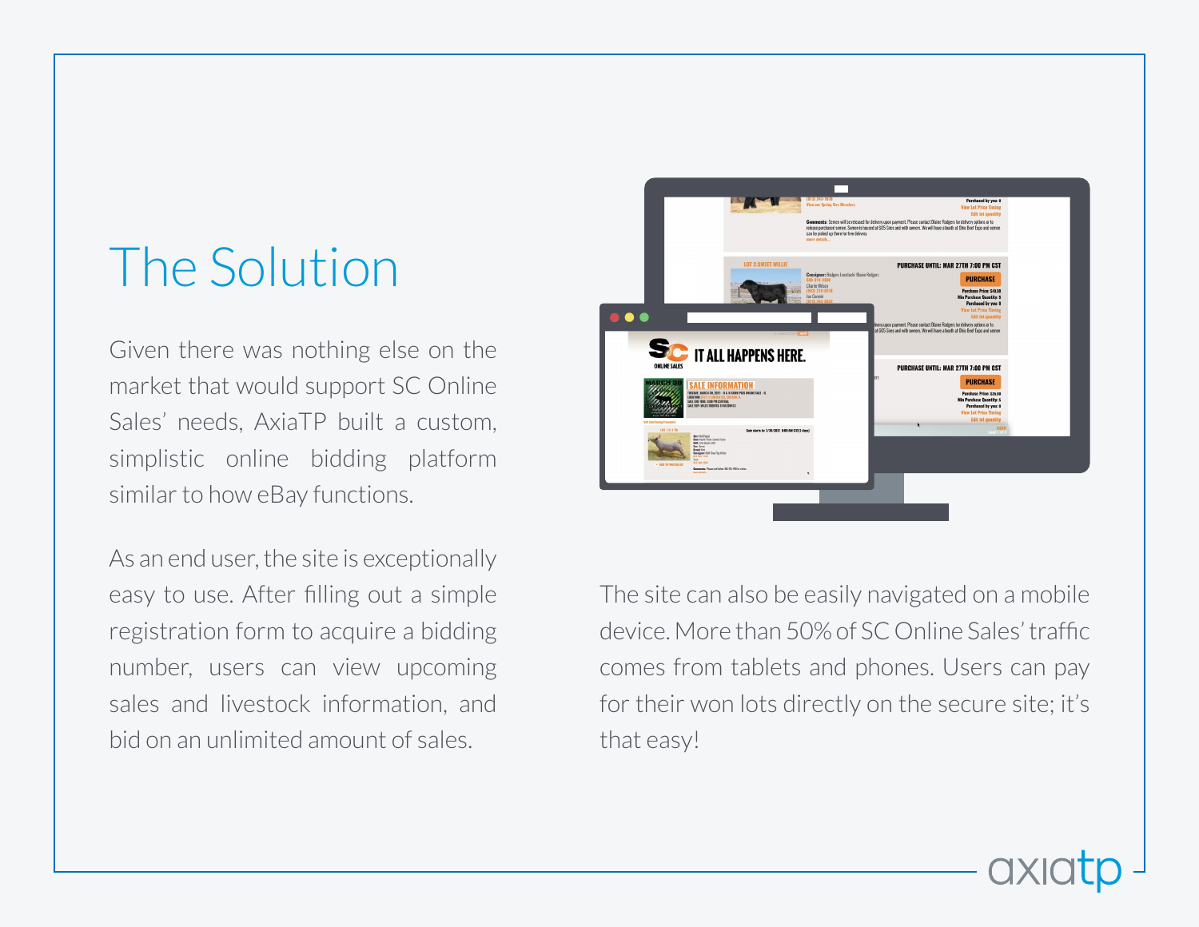# The Solution

Given there was nothing else on the market that would support SC Online Sales' needs, AxiaTP built a custom, simplistic online bidding platform similar to how eBay functions.

As an end user, the site is exceptionally easy to use. After filling out a simple registration form to acquire a bidding number, users can view upcoming sales and livestock information, and bid on an unlimited amount of sales.

The site can also be easily navigated on a mobile device. More than 50% of SC Online Sales' traffic comes from tablets and phones. Users can pay for their won lots directly on the secure site; it's that easy!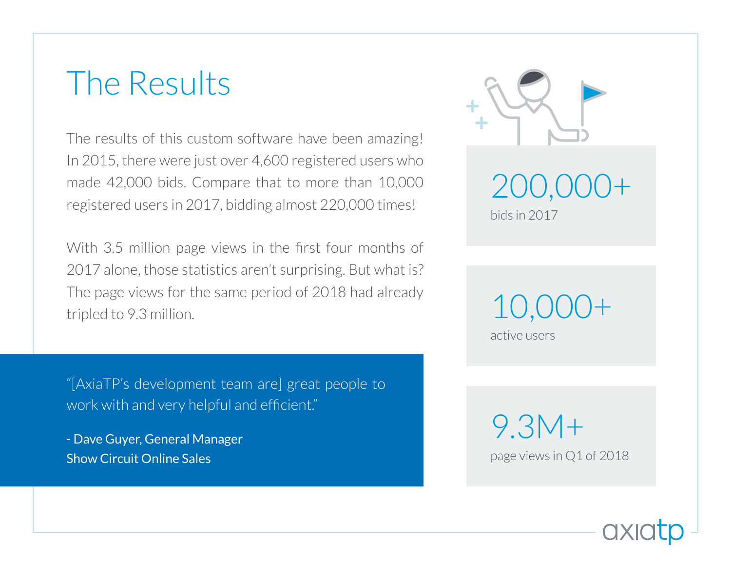# The Results

The results of this custom software have been amazing! In 2015, there were just over 4,600 registered users who made 42,000 bids. Compare that to more than 10,000 registered users in 2017, bidding almost 220,000 times!

With 3.5 million page views in the first four months of 2017 alone, those statistics aren't surprising. But what is? The page views for the same period of 2018 had already tripled to 9.3 million.

> "[AxiaTP's development team are] great people to work with and very helpful and efficient."
>
> - Dave Guyer, General Manager
> Show Circuit Online Sales

**200,000+**
bids in 2017

**10,000+**
active users

**9.3M+**
page views in Q1 of 2018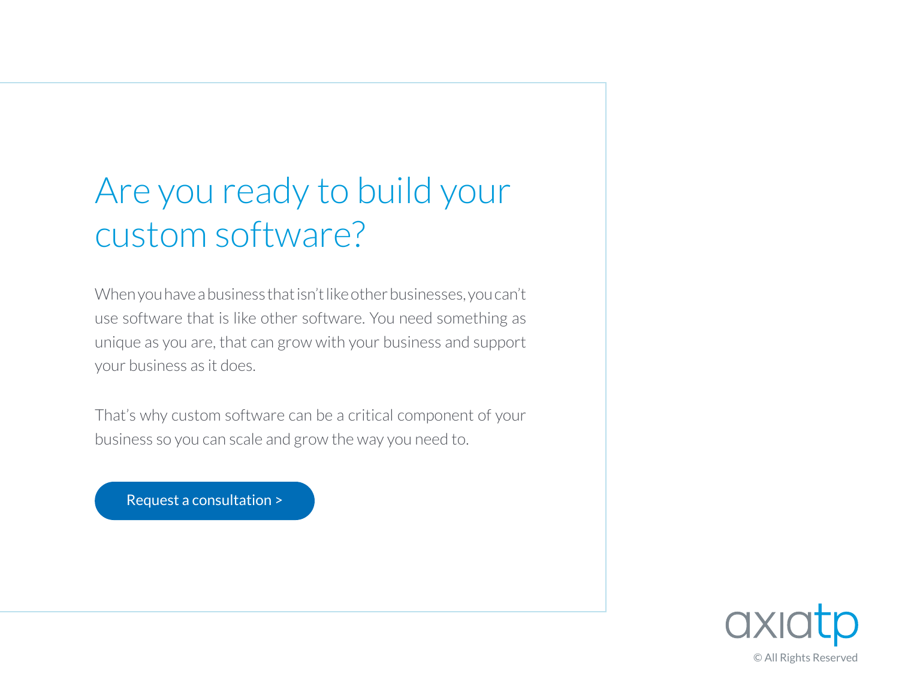# Are you ready to build your custom software?

When you have a business that isn't like other businesses, you can't use software that is like other software. You need something as unique as you are, that can grow with your business and support your business as it does.

That's why custom software can be a critical component of your business so you can scale and grow the way you need to.

Request a consultation >

axiatp

© All Rights Reserved